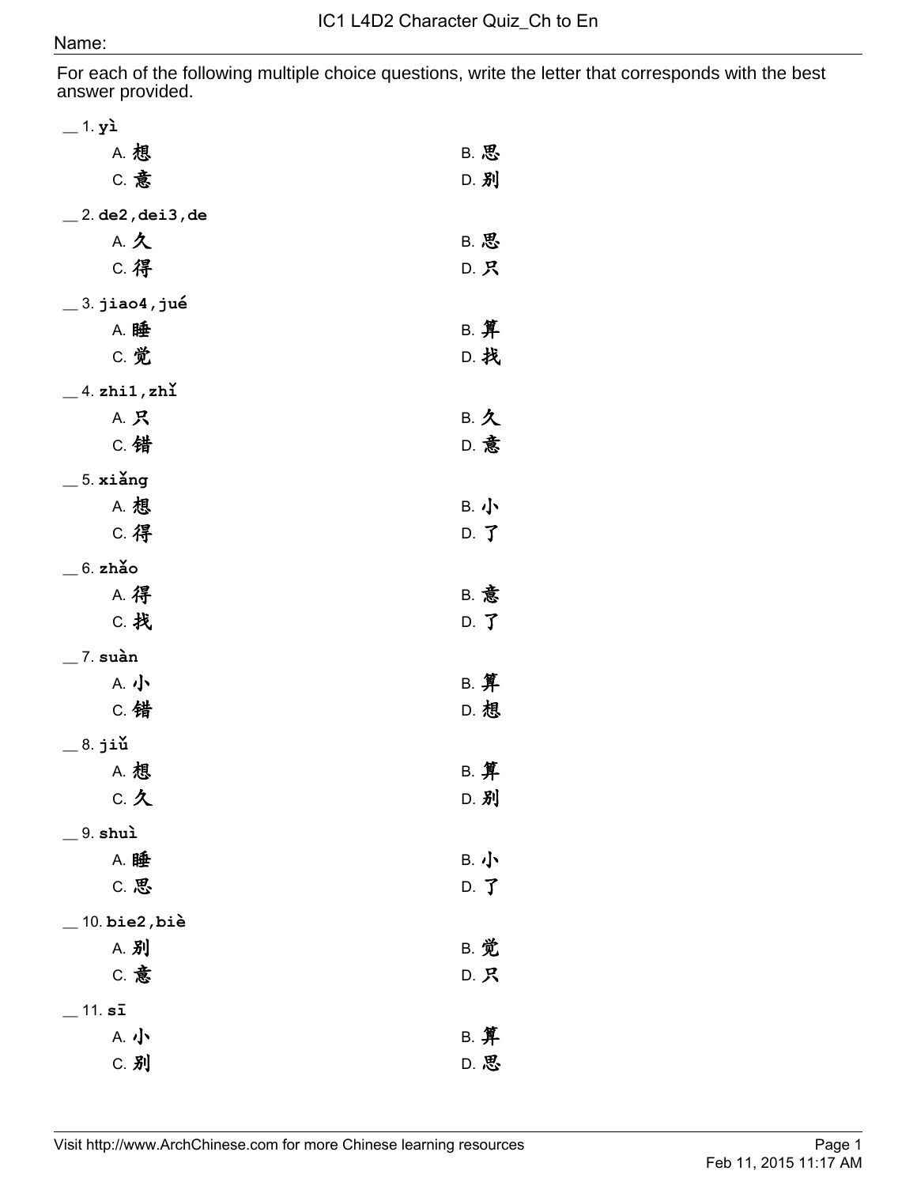# IC1 L4D2 Character Quiz_Ch to En

Name:

For each of the following multiple choice questions, write the letter that corresponds with the best answer provided.

__ 1. **yì**

A. 想 B. 思
C. 意 D. 别

__ 2. **de2,dei3,de**

A. 久 B. 思
C. 得 D. 只

__ 3. **jiao4,jué**

A. 睡 B. 算
C. 觉 D. 找

__ 4. **zhi1,zhǐ**

A. 只 B. 久
C. 错 D. 意

__ 5. **xiǎng**

A. 想 B. 小
C. 得 D. 了

__ 6. **zhǎo**

A. 得 B. 意
C. 找 D. 了

__ 7. **suàn**

A. 小 B. 算
C. 错 D. 想

__ 8. **jiǔ**

A. 想 B. 算
C. 久 D. 别

__ 9. **shuì**

A. 睡 B. 小
C. 思 D. 了

__ 10. **bie2,biè**

A. 别 B. 觉
C. 意 D. 只

__ 11. **sī**

A. 小 B. 算
C. 别 D. 思

Visit http://www.ArchChinese.com for more Chinese learning resources

Feb 11, 2015 11:17 AM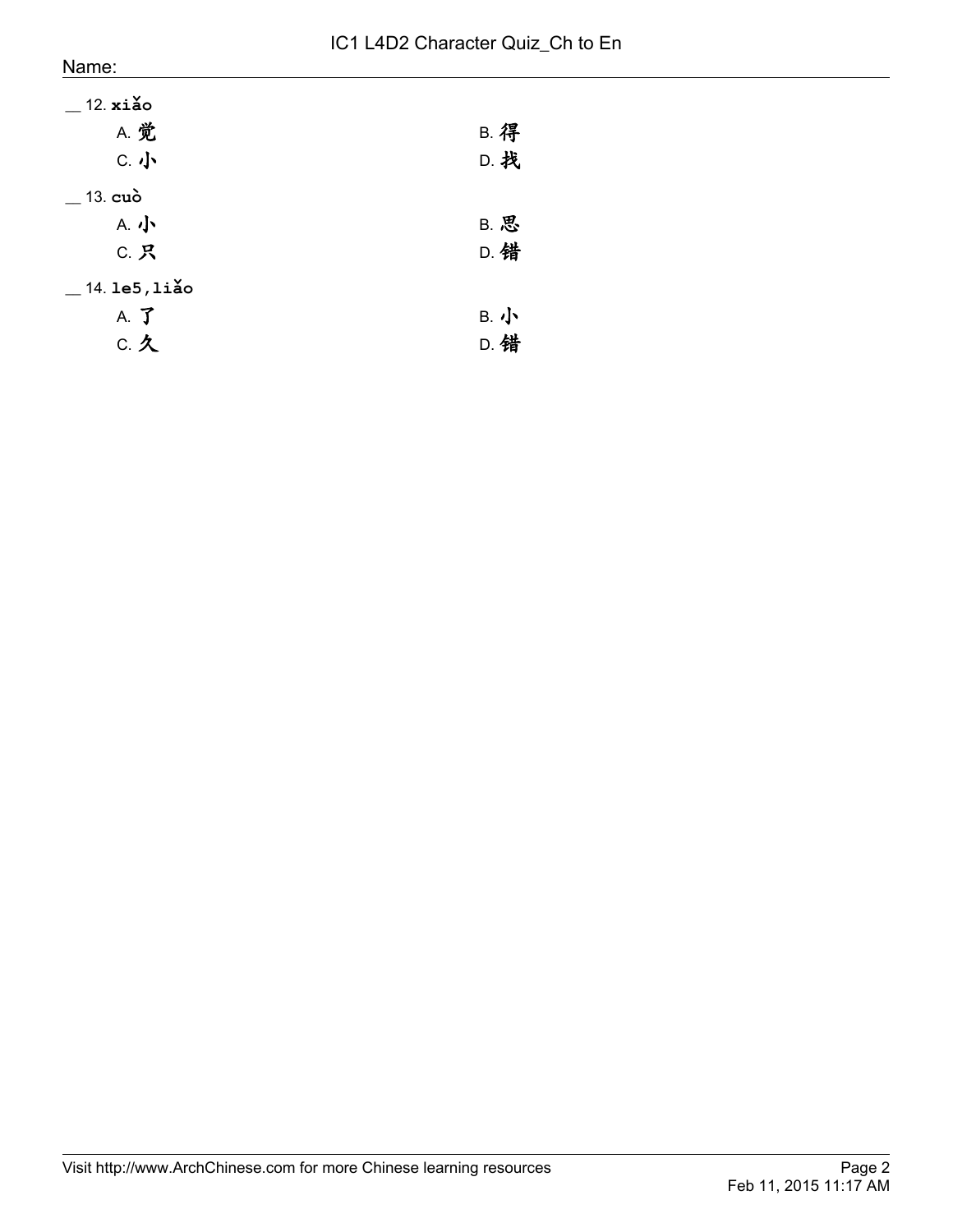IC1 L4D2 Character Quiz_Ch to En

Name:

__ 12. **xiǎo**

A. 觉　　B. 得
C. 小　　D. 找

__ 13. **cuò**

A. 小　　B. 思
C. 只　　D. 错

__ 14. **le5,liǎo**

A. 了　　B. 小
C. 久　　D. 错